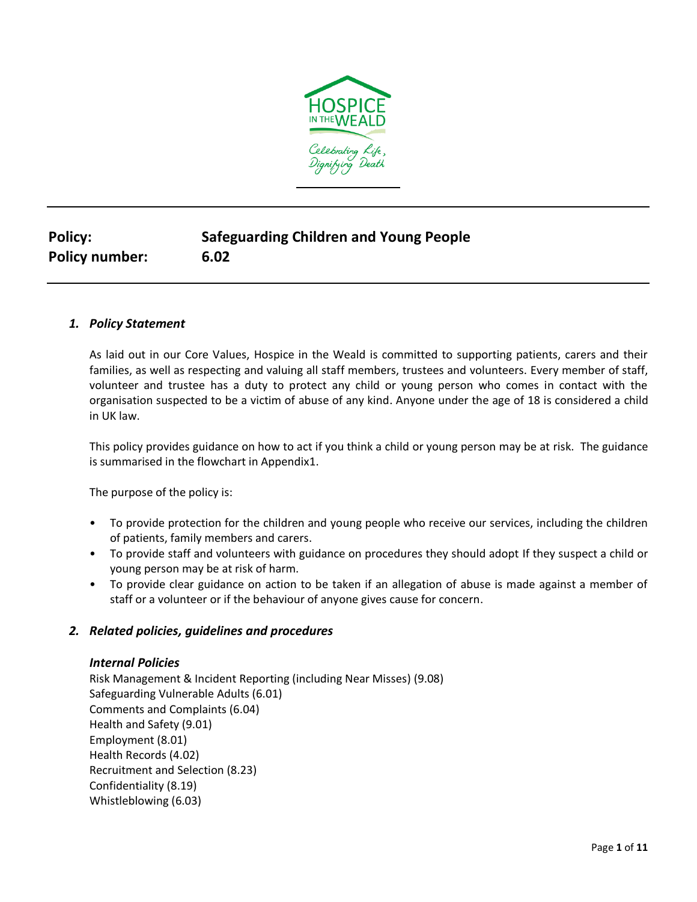**Policy:** **Safeguarding Children and Young People**
**Policy number:** **6.02**

## *1. Policy Statement*

As laid out in our Core Values, Hospice in the Weald is committed to supporting patients, carers and their families, as well as respecting and valuing all staff members, trustees and volunteers. Every member of staff, volunteer and trustee has a duty to protect any child or young person who comes in contact with the organisation suspected to be a victim of abuse of any kind. Anyone under the age of 18 is considered a child in UK law.

This policy provides guidance on how to act if you think a child or young person may be at risk. The guidance is summarised in the flowchart in Appendix1.

The purpose of the policy is:

- To provide protection for the children and young people who receive our services, including the children of patients, family members and carers.
- To provide staff and volunteers with guidance on procedures they should adopt If they suspect a child or young person may be at risk of harm.
- To provide clear guidance on action to be taken if an allegation of abuse is made against a member of staff or a volunteer or if the behaviour of anyone gives cause for concern.

## *2. Related policies, guidelines and procedures*

### *Internal Policies*

Risk Management & Incident Reporting (including Near Misses) (9.08)
Safeguarding Vulnerable Adults (6.01)
Comments and Complaints (6.04)
Health and Safety (9.01)
Employment (8.01)
Health Records (4.02)
Recruitment and Selection (8.23)
Confidentiality (8.19)
Whistleblowing (6.03)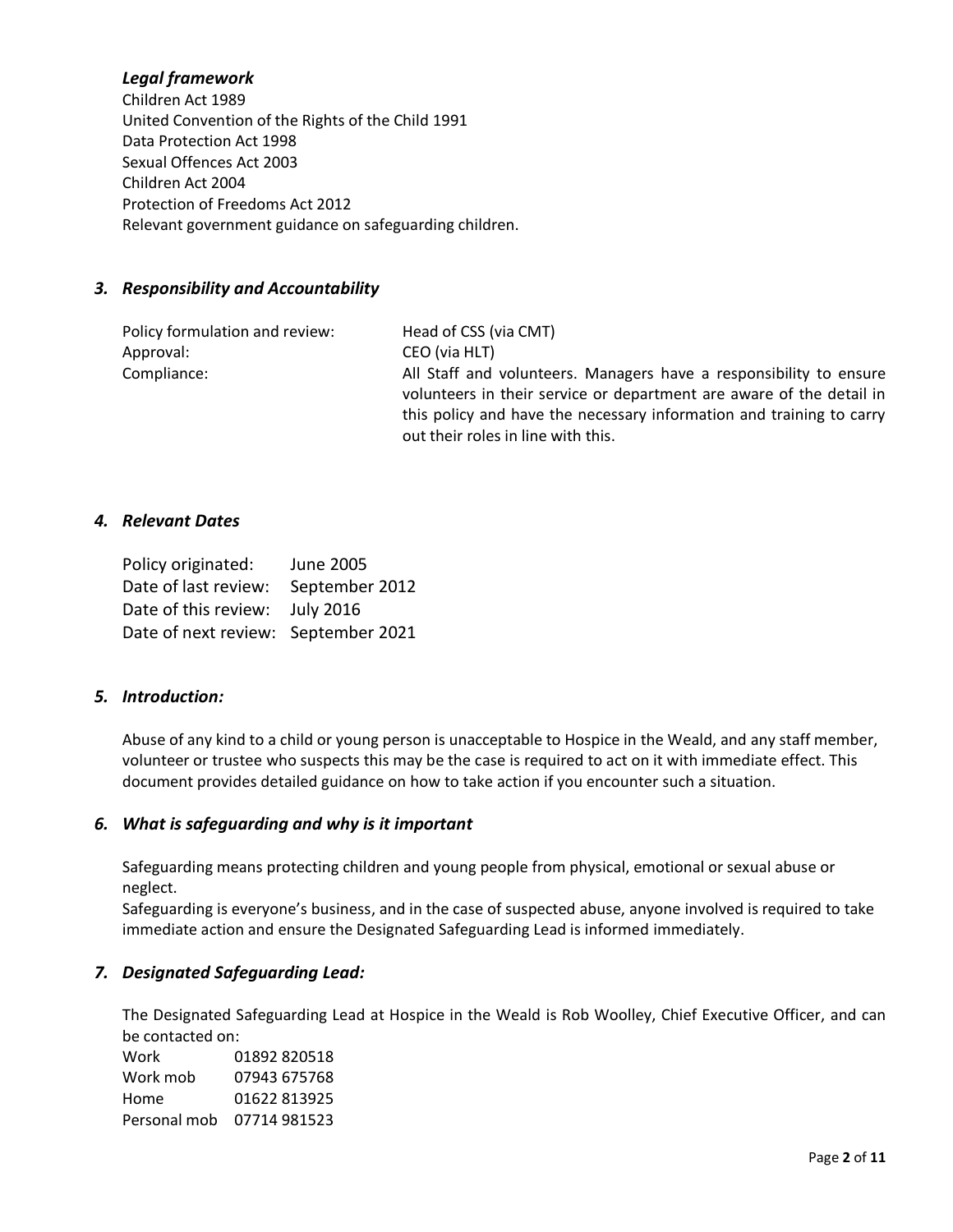### *Legal framework*

Children Act 1989
United Convention of the Rights of the Child 1991
Data Protection Act 1998
Sexual Offences Act 2003
Children Act 2004
Protection of Freedoms Act 2012
Relevant government guidance on safeguarding children.

## *3. Responsibility and Accountability*

| | |
|---|---|
| Policy formulation and review: | Head of CSS (via CMT) |
| Approval: | CEO (via HLT) |
| Compliance: | All Staff and volunteers. Managers have a responsibility to ensure volunteers in their service or department are aware of the detail in this policy and have the necessary information and training to carry out their roles in line with this. |

## *4. Relevant Dates*

| | |
|---|---|
| Policy originated: | June 2005 |
| Date of last review: | September 2012 |
| Date of this review: | July 2016 |
| Date of next review: | September 2021 |

## *5. Introduction:*

Abuse of any kind to a child or young person is unacceptable to Hospice in the Weald, and any staff member, volunteer or trustee who suspects this may be the case is required to act on it with immediate effect. This document provides detailed guidance on how to take action if you encounter such a situation.

## *6. What is safeguarding and why is it important*

Safeguarding means protecting children and young people from physical, emotional or sexual abuse or neglect.
Safeguarding is everyone's business, and in the case of suspected abuse, anyone involved is required to take immediate action and ensure the Designated Safeguarding Lead is informed immediately.

## *7. Designated Safeguarding Lead:*

The Designated Safeguarding Lead at Hospice in the Weald is Rob Woolley, Chief Executive Officer, and can be contacted on:

| | |
|---|---|
| Work | 01892 820518 |
| Work mob | 07943 675768 |
| Home | 01622 813925 |
| Personal mob | 07714 981523 |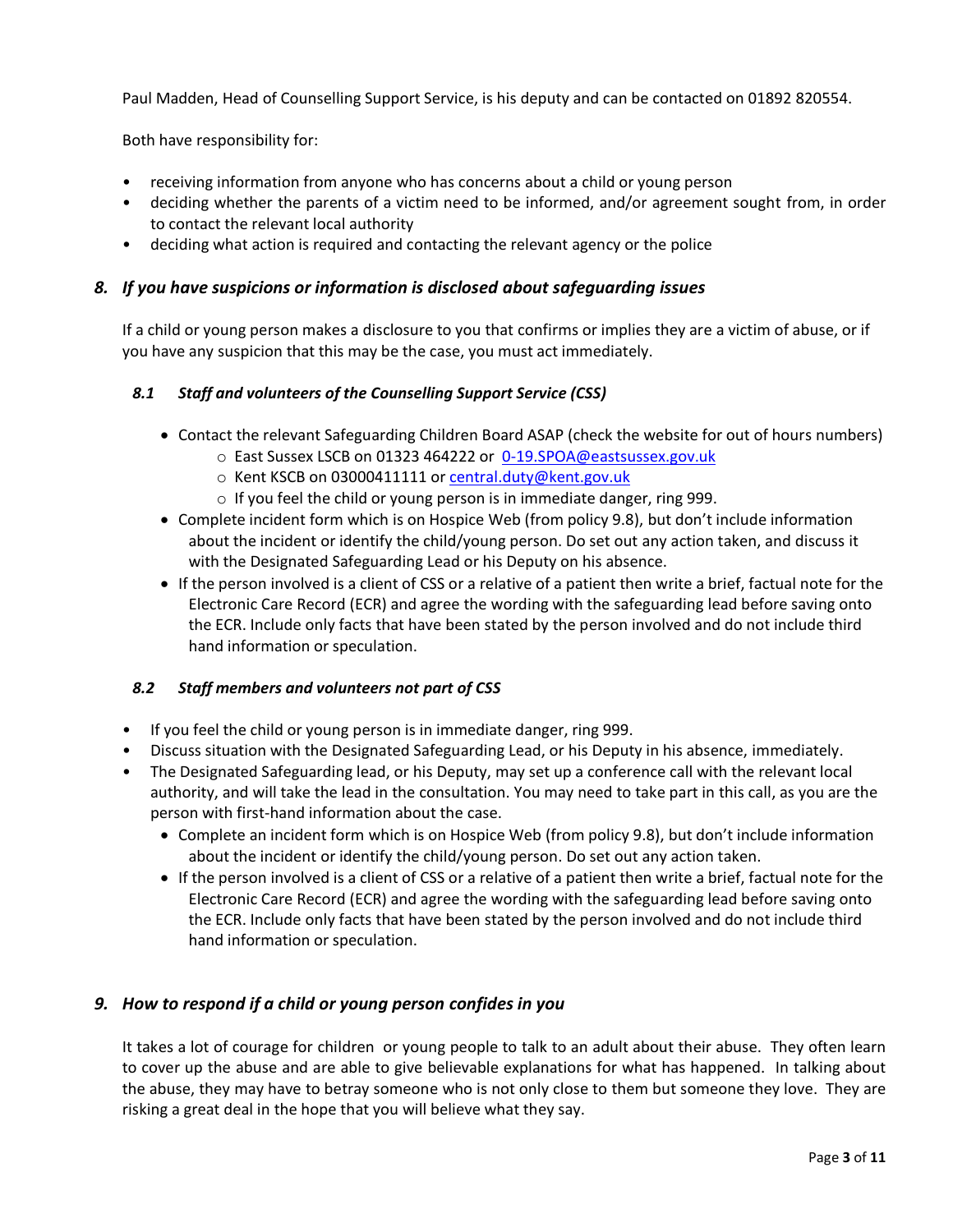Paul Madden, Head of Counselling Support Service, is his deputy and can be contacted on 01892 820554.

Both have responsibility for:

- receiving information from anyone who has concerns about a child or young person
- deciding whether the parents of a victim need to be informed, and/or agreement sought from, in order to contact the relevant local authority
- deciding what action is required and contacting the relevant agency or the police

## *8. If you have suspicions or information is disclosed about safeguarding issues*

If a child or young person makes a disclosure to you that confirms or implies they are a victim of abuse, or if you have any suspicion that this may be the case, you must act immediately.

### *8.1 Staff and volunteers of the Counselling Support Service (CSS)*

- Contact the relevant Safeguarding Children Board ASAP (check the website for out of hours numbers)
  - East Sussex LSCB on 01323 464222 or 0-19.SPOA@eastsussex.gov.uk
  - Kent KSCB on 03000411111 or central.duty@kent.gov.uk
  - If you feel the child or young person is in immediate danger, ring 999.
- Complete incident form which is on Hospice Web (from policy 9.8), but don't include information about the incident or identify the child/young person. Do set out any action taken, and discuss it with the Designated Safeguarding Lead or his Deputy on his absence.
- If the person involved is a client of CSS or a relative of a patient then write a brief, factual note for the Electronic Care Record (ECR) and agree the wording with the safeguarding lead before saving onto the ECR. Include only facts that have been stated by the person involved and do not include third hand information or speculation.

### *8.2 Staff members and volunteers not part of CSS*

- If you feel the child or young person is in immediate danger, ring 999.
- Discuss situation with the Designated Safeguarding Lead, or his Deputy in his absence, immediately.
- The Designated Safeguarding lead, or his Deputy, may set up a conference call with the relevant local authority, and will take the lead in the consultation. You may need to take part in this call, as you are the person with first-hand information about the case.
  - Complete an incident form which is on Hospice Web (from policy 9.8), but don't include information about the incident or identify the child/young person. Do set out any action taken.
  - If the person involved is a client of CSS or a relative of a patient then write a brief, factual note for the Electronic Care Record (ECR) and agree the wording with the safeguarding lead before saving onto the ECR. Include only facts that have been stated by the person involved and do not include third hand information or speculation.

## *9. How to respond if a child or young person confides in you*

It takes a lot of courage for children or young people to talk to an adult about their abuse. They often learn to cover up the abuse and are able to give believable explanations for what has happened. In talking about the abuse, they may have to betray someone who is not only close to them but someone they love. They are risking a great deal in the hope that you will believe what they say.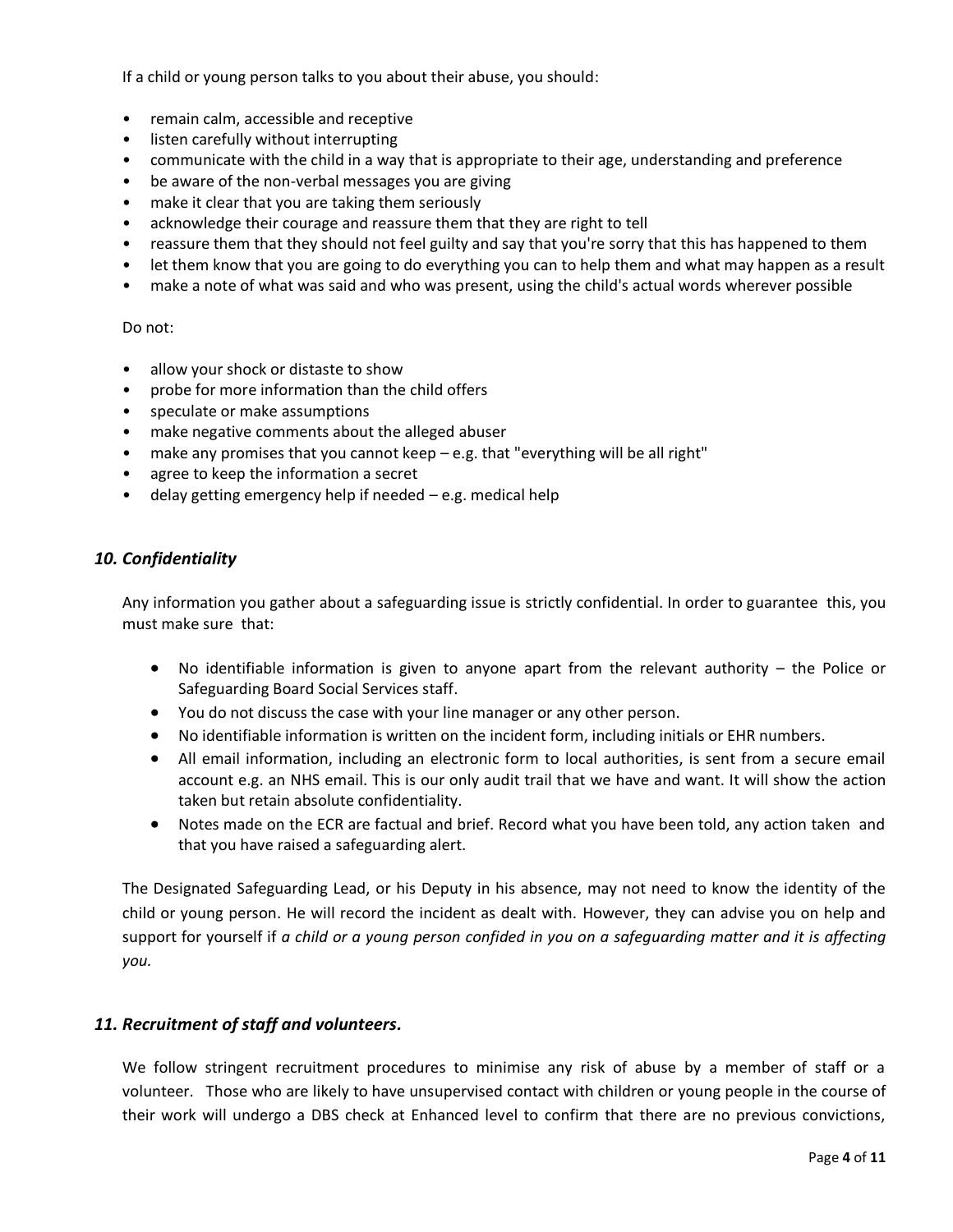If a child or young person talks to you about their abuse, you should:

- remain calm, accessible and receptive
- listen carefully without interrupting
- communicate with the child in a way that is appropriate to their age, understanding and preference
- be aware of the non-verbal messages you are giving
- make it clear that you are taking them seriously
- acknowledge their courage and reassure them that they are right to tell
- reassure them that they should not feel guilty and say that you're sorry that this has happened to them
- let them know that you are going to do everything you can to help them and what may happen as a result
- make a note of what was said and who was present, using the child's actual words wherever possible

Do not:

- allow your shock or distaste to show
- probe for more information than the child offers
- speculate or make assumptions
- make negative comments about the alleged abuser
- make any promises that you cannot keep – e.g. that "everything will be all right"
- agree to keep the information a secret
- delay getting emergency help if needed – e.g. medical help

## *10. Confidentiality*

Any information you gather about a safeguarding issue is strictly confidential. In order to guarantee this, you must make sure that:

- No identifiable information is given to anyone apart from the relevant authority – the Police or Safeguarding Board Social Services staff.
- You do not discuss the case with your line manager or any other person.
- No identifiable information is written on the incident form, including initials or EHR numbers.
- All email information, including an electronic form to local authorities, is sent from a secure email account e.g. an NHS email. This is our only audit trail that we have and want. It will show the action taken but retain absolute confidentiality.
- Notes made on the ECR are factual and brief. Record what you have been told, any action taken and that you have raised a safeguarding alert.

The Designated Safeguarding Lead, or his Deputy in his absence, may not need to know the identity of the child or young person. He will record the incident as dealt with. However, they can advise you on help and support for yourself if *a child or a young person confided in you on a safeguarding matter and it is affecting you.*

## *11. Recruitment of staff and volunteers.*

We follow stringent recruitment procedures to minimise any risk of abuse by a member of staff or a volunteer. Those who are likely to have unsupervised contact with children or young people in the course of their work will undergo a DBS check at Enhanced level to confirm that there are no previous convictions,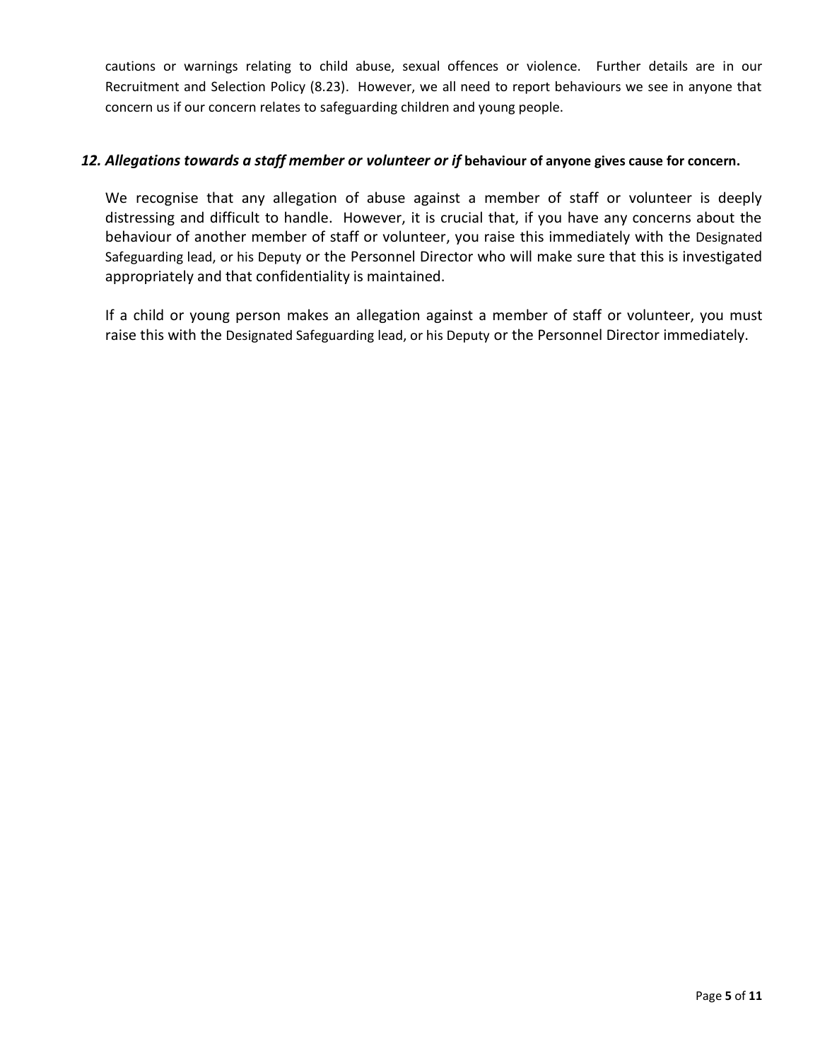cautions or warnings relating to child abuse, sexual offences or violence. Further details are in our Recruitment and Selection Policy (8.23). However, we all need to report behaviours we see in anyone that concern us if our concern relates to safeguarding children and young people.

### *12. Allegations towards a staff member or volunteer or if* **behaviour of anyone gives cause for concern.**

We recognise that any allegation of abuse against a member of staff or volunteer is deeply distressing and difficult to handle. However, it is crucial that, if you have any concerns about the behaviour of another member of staff or volunteer, you raise this immediately with the Designated Safeguarding lead, or his Deputy or the Personnel Director who will make sure that this is investigated appropriately and that confidentiality is maintained.

If a child or young person makes an allegation against a member of staff or volunteer, you must raise this with the Designated Safeguarding lead, or his Deputy or the Personnel Director immediately.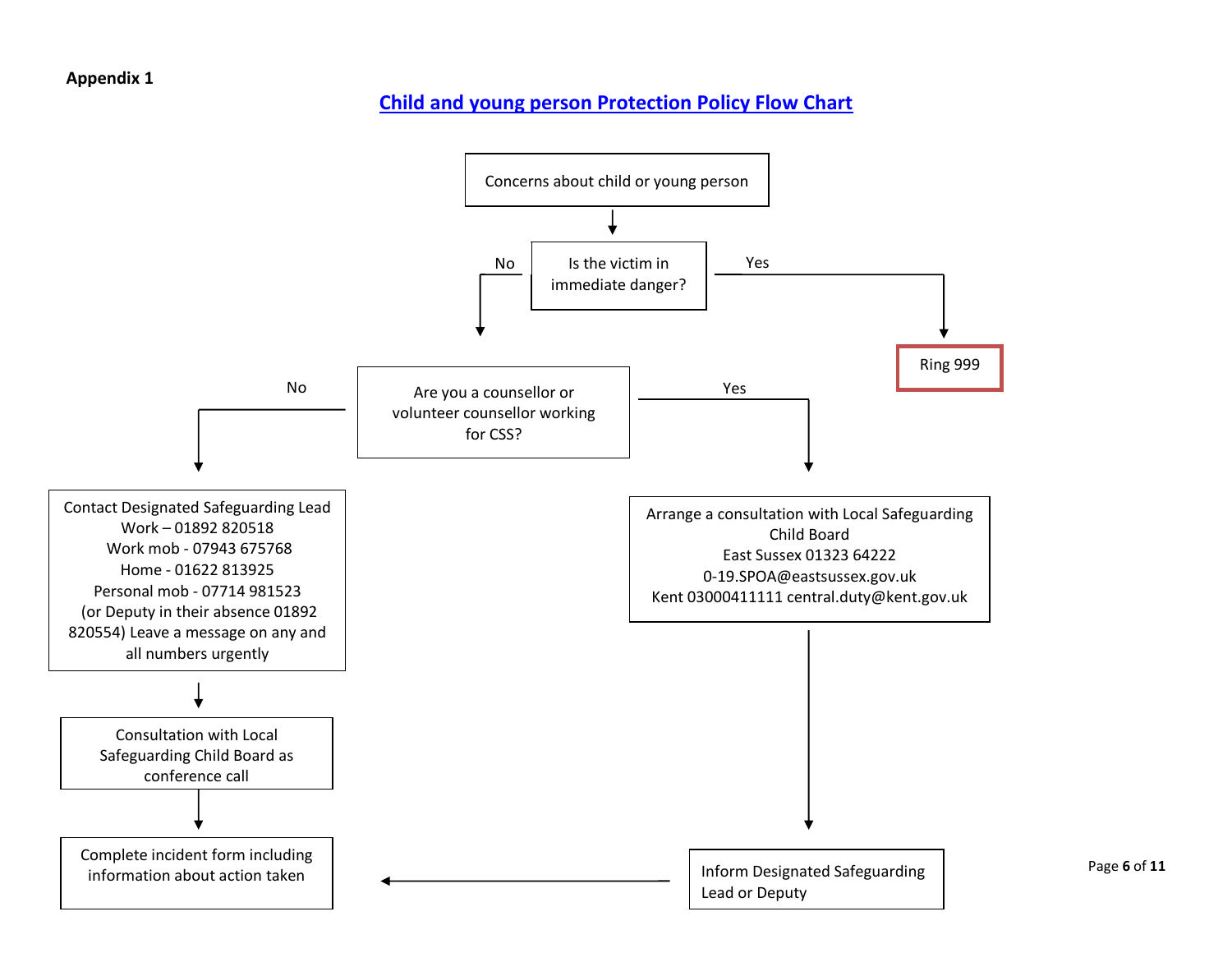**Appendix 1**

## Child and young person Protection Policy Flow Chart

Concerns about child or young person

Is the victim in immediate danger?

- **Yes** → Ring 999
- **No** → Are you a counsellor or volunteer counsellor working for CSS?

**No:**

Contact Designated Safeguarding Lead
Work – 01892 820518
Work mob - 07943 675768
Home - 01622 813925
Personal mob - 07714 981523
(or Deputy in their absence 01892 820554) Leave a message on any and all numbers urgently

↓

Consultation with Local Safeguarding Child Board as conference call

↓

Complete incident form including information about action taken

**Yes:**

Arrange a consultation with Local Safeguarding Child Board
East Sussex 01323 64222
0-19.SPOA@eastsussex.gov.uk
Kent 03000411111 central.duty@kent.gov.uk

↓

Inform Designated Safeguarding Lead or Deputy

→ Complete incident form including information about action taken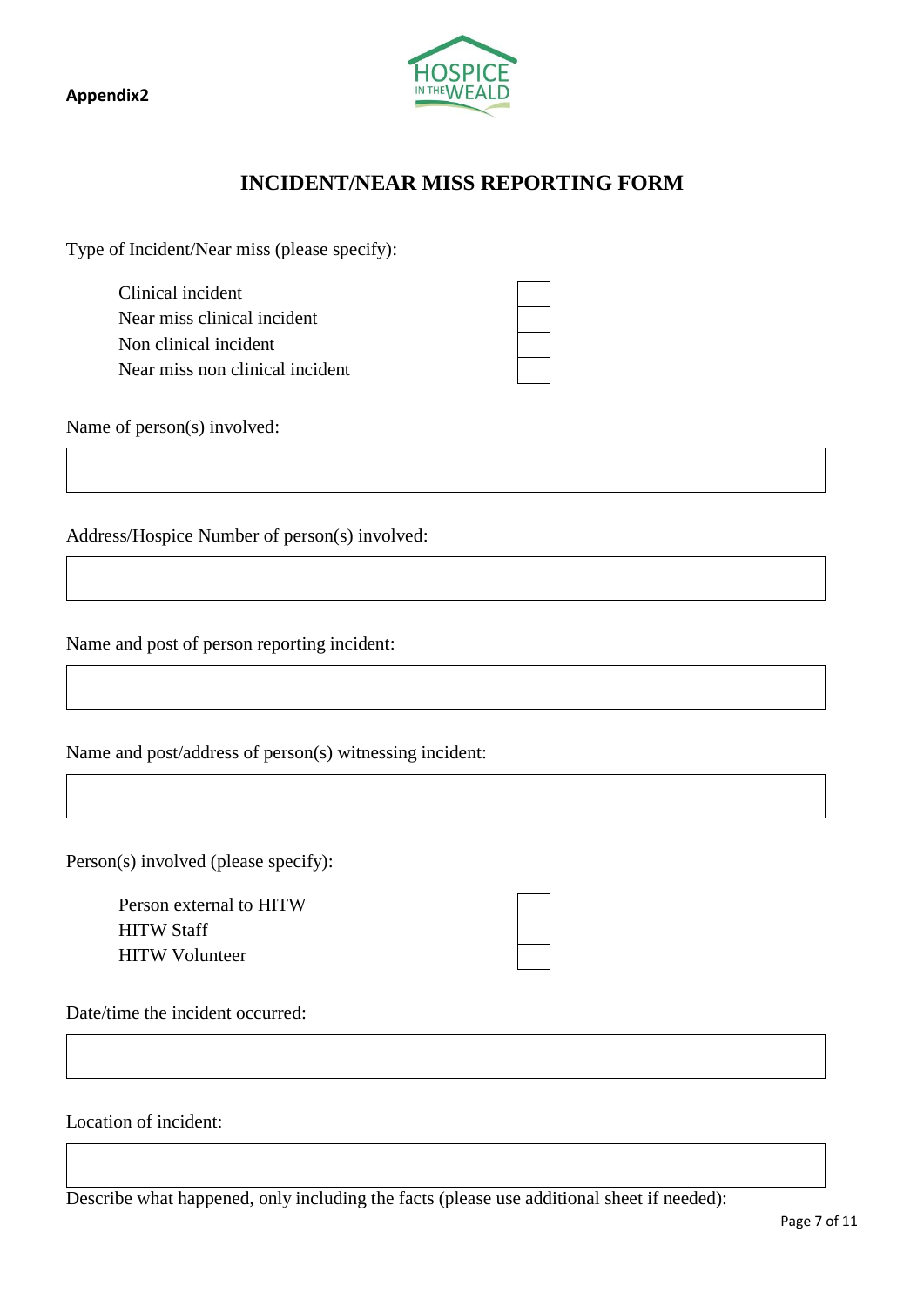**Appendix2**

## INCIDENT/NEAR MISS REPORTING FORM

Type of Incident/Near miss (please specify):

| | |
|---|---|
| Clinical incident | ☐ |
| Near miss clinical incident | ☐ |
| Non clinical incident | ☐ |
| Near miss non clinical incident | ☐ |

Name of person(s) involved:

| |
|---|
| |

Address/Hospice Number of person(s) involved:

| |
|---|
| |

Name and post of person reporting incident:

| |
|---|
| |

Name and post/address of person(s) witnessing incident:

| |
|---|
| |

Person(s) involved (please specify):

| | |
|---|---|
| Person external to HITW | ☐ |
| HITW Staff | ☐ |
| HITW Volunteer | ☐ |

Date/time the incident occurred:

| |
|---|
| |

Location of incident:

| |
|---|
| |

Describe what happened, only including the facts (please use additional sheet if needed):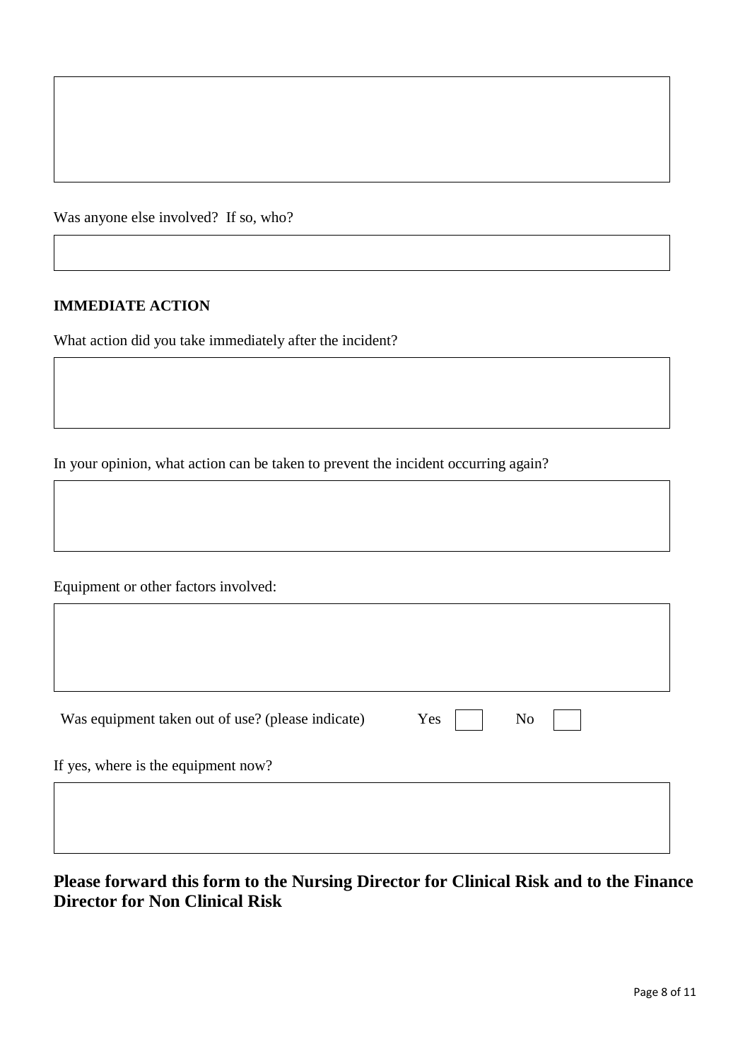Was anyone else involved? If so, who?

**IMMEDIATE ACTION**

What action did you take immediately after the incident?

In your opinion, what action can be taken to prevent the incident occurring again?

Equipment or other factors involved:

Was equipment taken out of use? (please indicate) Yes ☐ No ☐

If yes, where is the equipment now?

## Please forward this form to the Nursing Director for Clinical Risk and to the Finance Director for Non Clinical Risk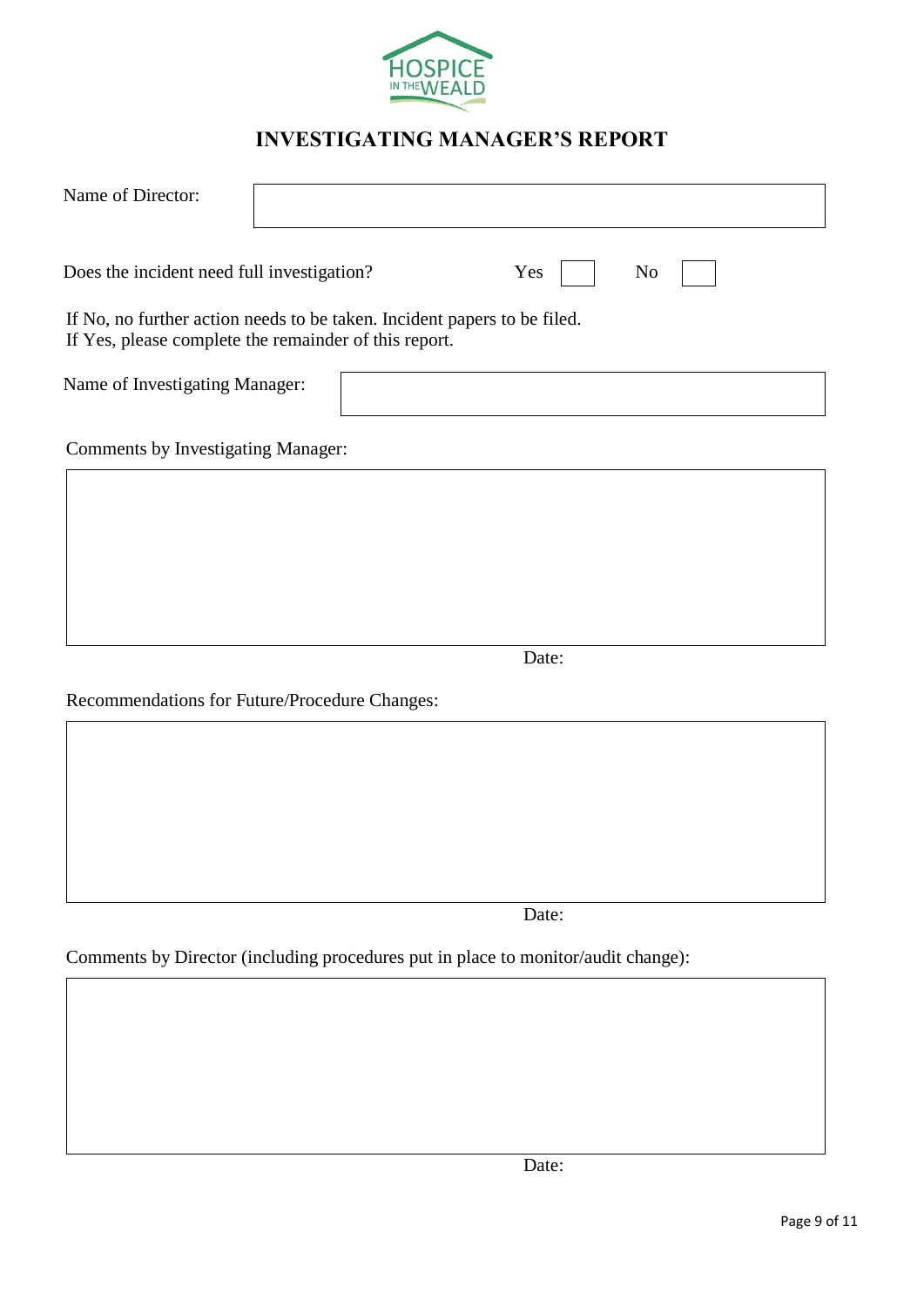HOSPICE IN THE WEALD

# INVESTIGATING MANAGER'S REPORT

Name of Director:

Does the incident need full investigation? Yes ☐ No ☐

If No, no further action needs to be taken. Incident papers to be filed.
If Yes, please complete the remainder of this report.

Name of Investigating Manager:

Comments by Investigating Manager:

Date:

Recommendations for Future/Procedure Changes:

Date:

Comments by Director (including procedures put in place to monitor/audit change):

Date: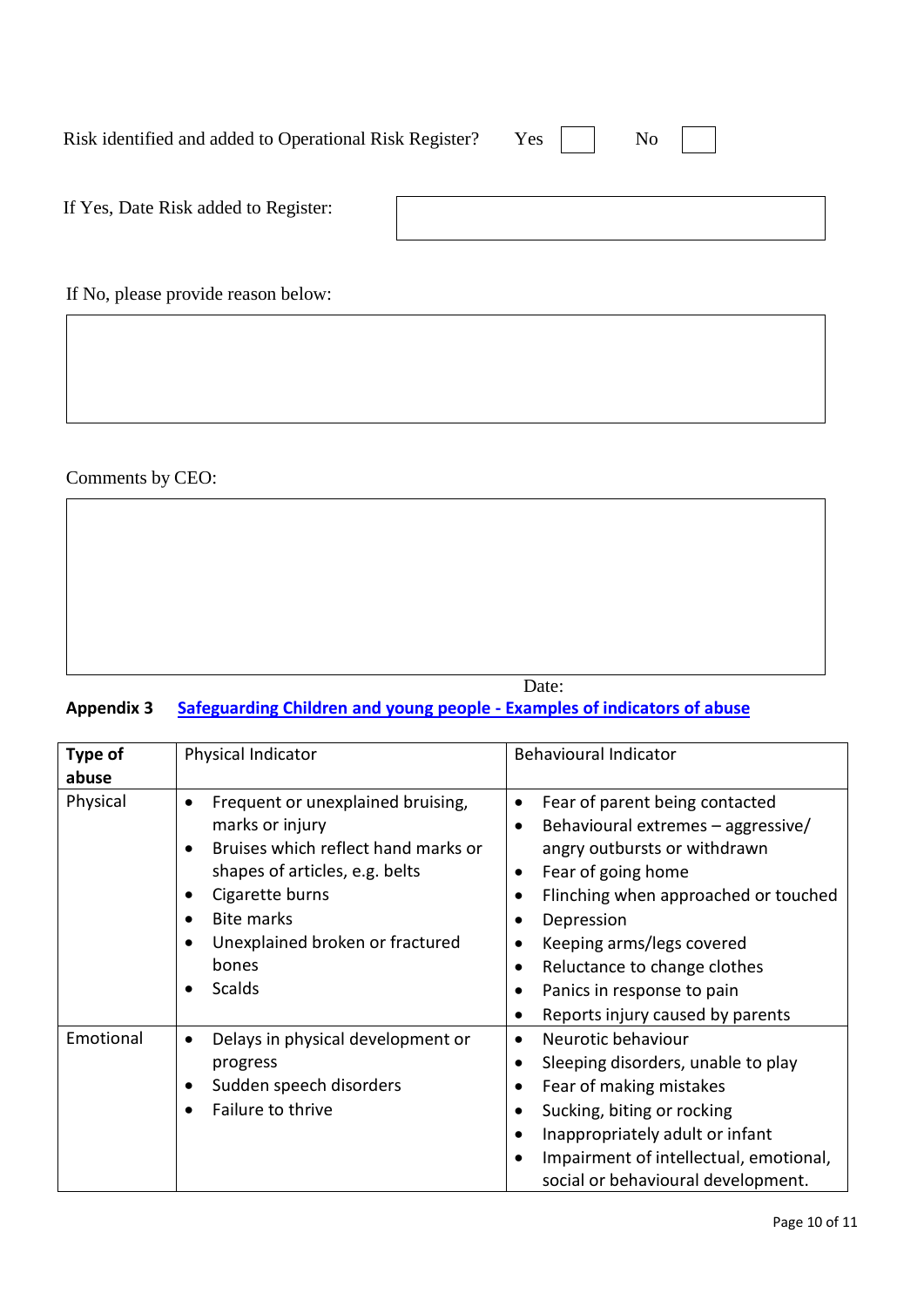Risk identified and added to Operational Risk Register? Yes ☐ No ☐

If Yes, Date Risk added to Register:

| |
|---|
| |

If No, please provide reason below:

| |
|---|
| |

Comments by CEO:

| |
|---|
| |

Date:

**Appendix 3** **Safeguarding Children and young people - Examples of indicators of abuse**

| **Type of abuse** | Physical Indicator | Behavioural Indicator |
|---|---|---|
| Physical | • Frequent or unexplained bruising, marks or injury<br>• Bruises which reflect hand marks or shapes of articles, e.g. belts<br>• Cigarette burns<br>• Bite marks<br>• Unexplained broken or fractured bones<br>• Scalds | • Fear of parent being contacted<br>• Behavioural extremes – aggressive/ angry outbursts or withdrawn<br>• Fear of going home<br>• Flinching when approached or touched<br>• Depression<br>• Keeping arms/legs covered<br>• Reluctance to change clothes<br>• Panics in response to pain<br>• Reports injury caused by parents |
| Emotional | • Delays in physical development or progress<br>• Sudden speech disorders<br>• Failure to thrive | • Neurotic behaviour<br>• Sleeping disorders, unable to play<br>• Fear of making mistakes<br>• Sucking, biting or rocking<br>• Inappropriately adult or infant<br>• Impairment of intellectual, emotional, social or behavioural development. |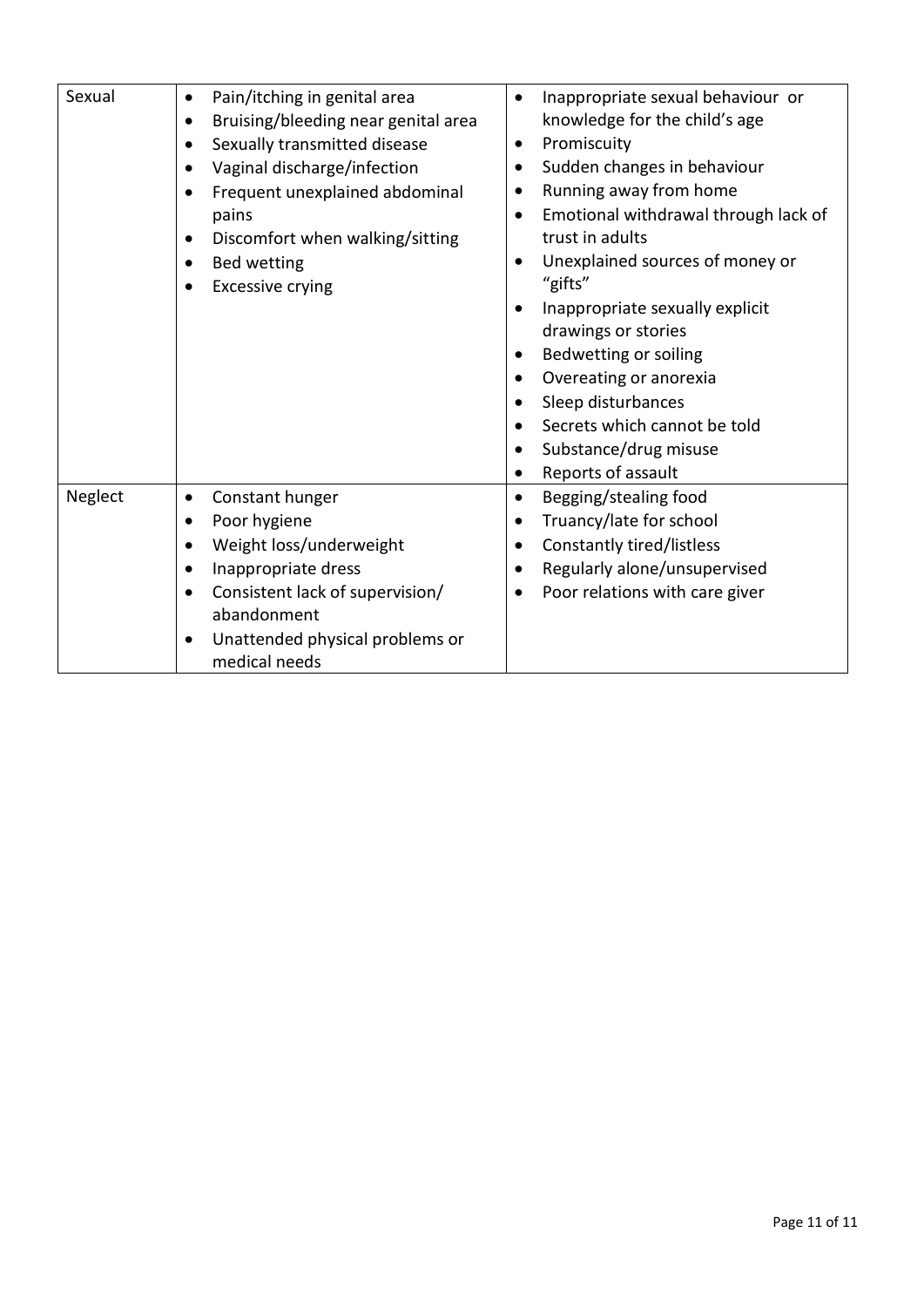| | | |
|---|---|---|
| Sexual | • Pain/itching in genital area<br>• Bruising/bleeding near genital area<br>• Sexually transmitted disease<br>• Vaginal discharge/infection<br>• Frequent unexplained abdominal pains<br>• Discomfort when walking/sitting<br>• Bed wetting<br>• Excessive crying | • Inappropriate sexual behaviour or knowledge for the child's age<br>• Promiscuity<br>• Sudden changes in behaviour<br>• Running away from home<br>• Emotional withdrawal through lack of trust in adults<br>• Unexplained sources of money or "gifts"<br>• Inappropriate sexually explicit drawings or stories<br>• Bedwetting or soiling<br>• Overeating or anorexia<br>• Sleep disturbances<br>• Secrets which cannot be told<br>• Substance/drug misuse<br>• Reports of assault |
| Neglect | • Constant hunger<br>• Poor hygiene<br>• Weight loss/underweight<br>• Inappropriate dress<br>• Consistent lack of supervision/ abandonment<br>• Unattended physical problems or medical needs | • Begging/stealing food<br>• Truancy/late for school<br>• Constantly tired/listless<br>• Regularly alone/unsupervised<br>• Poor relations with care giver |